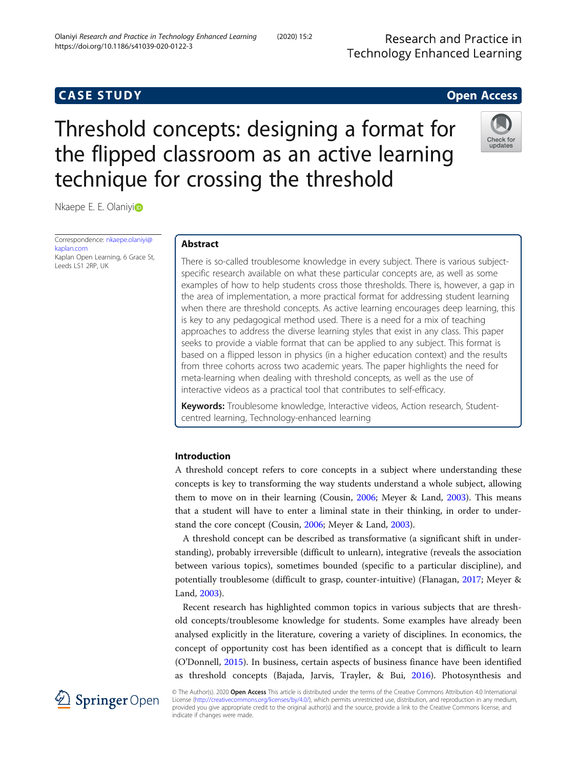CASE STUDY

Open Access

# Threshold concepts: designing a format for the flipped classroom as an active learning technique for crossing the threshold

Nkaepe E. E. Olaniyi

Correspondence: nkaepe.olaniyi@kaplan.com
Kaplan Open Learning, 6 Grace St, Leeds LS1 2RP, UK

## Abstract

There is so-called troublesome knowledge in every subject. There is various subject-specific research available on what these particular concepts are, as well as some examples of how to help students cross those thresholds. There is, however, a gap in the area of implementation, a more practical format for addressing student learning when there are threshold concepts. As active learning encourages deep learning, this is key to any pedagogical method used. There is a need for a mix of teaching approaches to address the diverse learning styles that exist in any class. This paper seeks to provide a viable format that can be applied to any subject. This format is based on a flipped lesson in physics (in a higher education context) and the results from three cohorts across two academic years. The paper highlights the need for meta-learning when dealing with threshold concepts, as well as the use of interactive videos as a practical tool that contributes to self-efficacy.

**Keywords:** Troublesome knowledge, Interactive videos, Action research, Student-centred learning, Technology-enhanced learning

## Introduction

A threshold concept refers to core concepts in a subject where understanding these concepts is key to transforming the way students understand a whole subject, allowing them to move on in their learning (Cousin, 2006; Meyer & Land, 2003). This means that a student will have to enter a liminal state in their thinking, in order to understand the core concept (Cousin, 2006; Meyer & Land, 2003).

A threshold concept can be described as transformative (a significant shift in understanding), probably irreversible (difficult to unlearn), integrative (reveals the association between various topics), sometimes bounded (specific to a particular discipline), and potentially troublesome (difficult to grasp, counter-intuitive) (Flanagan, 2017; Meyer & Land, 2003).

Recent research has highlighted common topics in various subjects that are threshold concepts/troublesome knowledge for students. Some examples have already been analysed explicitly in the literature, covering a variety of disciplines. In economics, the concept of opportunity cost has been identified as a concept that is difficult to learn (O'Donnell, 2015). In business, certain aspects of business finance have been identified as threshold concepts (Bajada, Jarvis, Trayler, & Bui, 2016). Photosynthesis and

© The Author(s). 2020 **Open Access** This article is distributed under the terms of the Creative Commons Attribution 4.0 International License (http://creativecommons.org/licenses/by/4.0/), which permits unrestricted use, distribution, and reproduction in any medium, provided you give appropriate credit to the original author(s) and the source, provide a link to the Creative Commons license, and indicate if changes were made.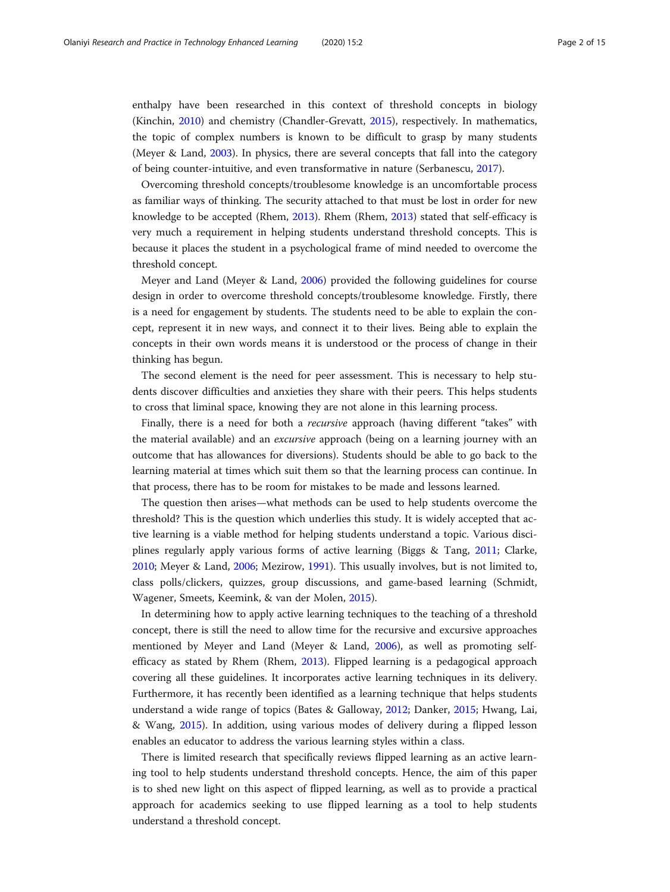enthalpy have been researched in this context of threshold concepts in biology (Kinchin, 2010) and chemistry (Chandler-Grevatt, 2015), respectively. In mathematics, the topic of complex numbers is known to be difficult to grasp by many students (Meyer & Land, 2003). In physics, there are several concepts that fall into the category of being counter-intuitive, and even transformative in nature (Serbanescu, 2017).

Overcoming threshold concepts/troublesome knowledge is an uncomfortable process as familiar ways of thinking. The security attached to that must be lost in order for new knowledge to be accepted (Rhem, 2013). Rhem (Rhem, 2013) stated that self-efficacy is very much a requirement in helping students understand threshold concepts. This is because it places the student in a psychological frame of mind needed to overcome the threshold concept.

Meyer and Land (Meyer & Land, 2006) provided the following guidelines for course design in order to overcome threshold concepts/troublesome knowledge. Firstly, there is a need for engagement by students. The students need to be able to explain the concept, represent it in new ways, and connect it to their lives. Being able to explain the concepts in their own words means it is understood or the process of change in their thinking has begun.

The second element is the need for peer assessment. This is necessary to help students discover difficulties and anxieties they share with their peers. This helps students to cross that liminal space, knowing they are not alone in this learning process.

Finally, there is a need for both a *recursive* approach (having different "takes" with the material available) and an *excursive* approach (being on a learning journey with an outcome that has allowances for diversions). Students should be able to go back to the learning material at times which suit them so that the learning process can continue. In that process, there has to be room for mistakes to be made and lessons learned.

The question then arises—what methods can be used to help students overcome the threshold? This is the question which underlies this study. It is widely accepted that active learning is a viable method for helping students understand a topic. Various disciplines regularly apply various forms of active learning (Biggs & Tang, 2011; Clarke, 2010; Meyer & Land, 2006; Mezirow, 1991). This usually involves, but is not limited to, class polls/clickers, quizzes, group discussions, and game-based learning (Schmidt, Wagener, Smeets, Keemink, & van der Molen, 2015).

In determining how to apply active learning techniques to the teaching of a threshold concept, there is still the need to allow time for the recursive and excursive approaches mentioned by Meyer and Land (Meyer & Land, 2006), as well as promoting self-efficacy as stated by Rhem (Rhem, 2013). Flipped learning is a pedagogical approach covering all these guidelines. It incorporates active learning techniques in its delivery. Furthermore, it has recently been identified as a learning technique that helps students understand a wide range of topics (Bates & Galloway, 2012; Danker, 2015; Hwang, Lai, & Wang, 2015). In addition, using various modes of delivery during a flipped lesson enables an educator to address the various learning styles within a class.

There is limited research that specifically reviews flipped learning as an active learning tool to help students understand threshold concepts. Hence, the aim of this paper is to shed new light on this aspect of flipped learning, as well as to provide a practical approach for academics seeking to use flipped learning as a tool to help students understand a threshold concept.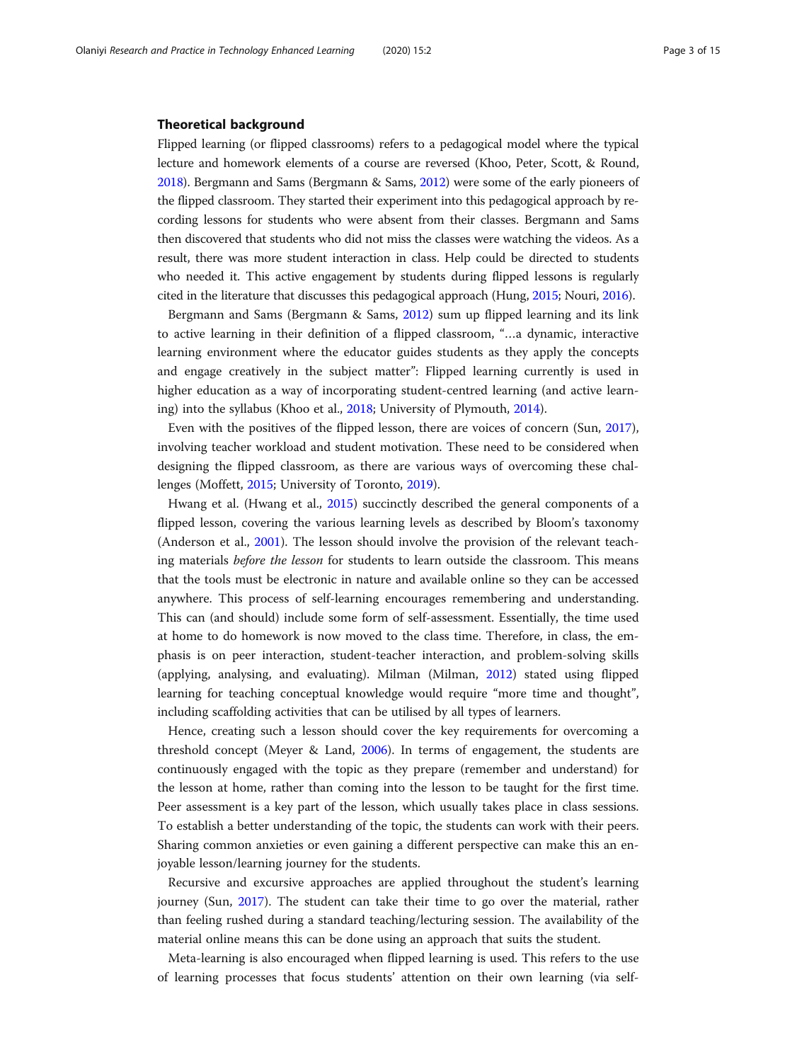## Theoretical background

Flipped learning (or flipped classrooms) refers to a pedagogical model where the typical lecture and homework elements of a course are reversed (Khoo, Peter, Scott, & Round, 2018). Bergmann and Sams (Bergmann & Sams, 2012) were some of the early pioneers of the flipped classroom. They started their experiment into this pedagogical approach by recording lessons for students who were absent from their classes. Bergmann and Sams then discovered that students who did not miss the classes were watching the videos. As a result, there was more student interaction in class. Help could be directed to students who needed it. This active engagement by students during flipped lessons is regularly cited in the literature that discusses this pedagogical approach (Hung, 2015; Nouri, 2016).

Bergmann and Sams (Bergmann & Sams, 2012) sum up flipped learning and its link to active learning in their definition of a flipped classroom, "…a dynamic, interactive learning environment where the educator guides students as they apply the concepts and engage creatively in the subject matter": Flipped learning currently is used in higher education as a way of incorporating student-centred learning (and active learning) into the syllabus (Khoo et al., 2018; University of Plymouth, 2014).

Even with the positives of the flipped lesson, there are voices of concern (Sun, 2017), involving teacher workload and student motivation. These need to be considered when designing the flipped classroom, as there are various ways of overcoming these challenges (Moffett, 2015; University of Toronto, 2019).

Hwang et al. (Hwang et al., 2015) succinctly described the general components of a flipped lesson, covering the various learning levels as described by Bloom's taxonomy (Anderson et al., 2001). The lesson should involve the provision of the relevant teaching materials *before the lesson* for students to learn outside the classroom. This means that the tools must be electronic in nature and available online so they can be accessed anywhere. This process of self-learning encourages remembering and understanding. This can (and should) include some form of self-assessment. Essentially, the time used at home to do homework is now moved to the class time. Therefore, in class, the emphasis is on peer interaction, student-teacher interaction, and problem-solving skills (applying, analysing, and evaluating). Milman (Milman, 2012) stated using flipped learning for teaching conceptual knowledge would require "more time and thought", including scaffolding activities that can be utilised by all types of learners.

Hence, creating such a lesson should cover the key requirements for overcoming a threshold concept (Meyer & Land, 2006). In terms of engagement, the students are continuously engaged with the topic as they prepare (remember and understand) for the lesson at home, rather than coming into the lesson to be taught for the first time. Peer assessment is a key part of the lesson, which usually takes place in class sessions. To establish a better understanding of the topic, the students can work with their peers. Sharing common anxieties or even gaining a different perspective can make this an enjoyable lesson/learning journey for the students.

Recursive and excursive approaches are applied throughout the student's learning journey (Sun, 2017). The student can take their time to go over the material, rather than feeling rushed during a standard teaching/lecturing session. The availability of the material online means this can be done using an approach that suits the student.

Meta-learning is also encouraged when flipped learning is used. This refers to the use of learning processes that focus students' attention on their own learning (via self-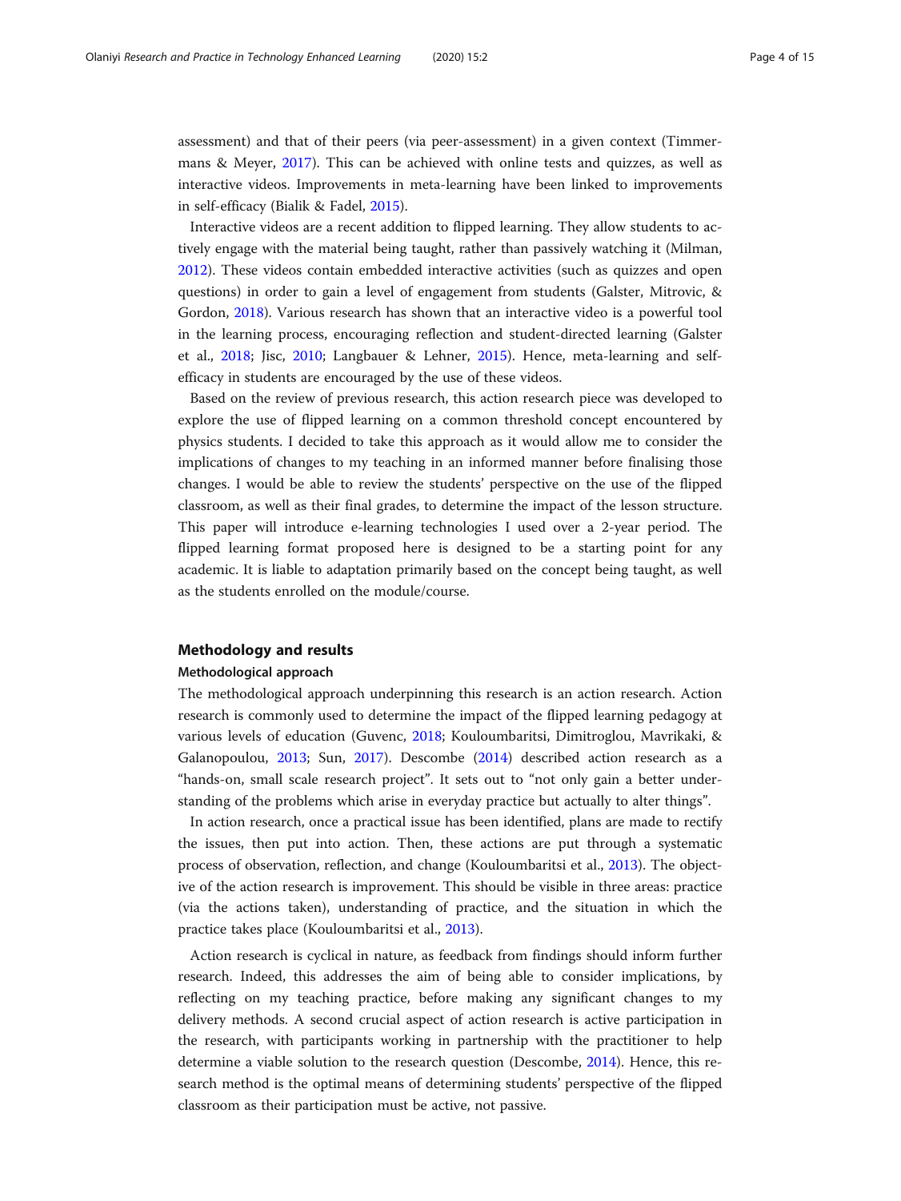assessment) and that of their peers (via peer-assessment) in a given context (Timmermans & Meyer, 2017). This can be achieved with online tests and quizzes, as well as interactive videos. Improvements in meta-learning have been linked to improvements in self-efficacy (Bialik & Fadel, 2015).

Interactive videos are a recent addition to flipped learning. They allow students to actively engage with the material being taught, rather than passively watching it (Milman, 2012). These videos contain embedded interactive activities (such as quizzes and open questions) in order to gain a level of engagement from students (Galster, Mitrovic, & Gordon, 2018). Various research has shown that an interactive video is a powerful tool in the learning process, encouraging reflection and student-directed learning (Galster et al., 2018; Jisc, 2010; Langbauer & Lehner, 2015). Hence, meta-learning and self-efficacy in students are encouraged by the use of these videos.

Based on the review of previous research, this action research piece was developed to explore the use of flipped learning on a common threshold concept encountered by physics students. I decided to take this approach as it would allow me to consider the implications of changes to my teaching in an informed manner before finalising those changes. I would be able to review the students' perspective on the use of the flipped classroom, as well as their final grades, to determine the impact of the lesson structure. This paper will introduce e-learning technologies I used over a 2-year period. The flipped learning format proposed here is designed to be a starting point for any academic. It is liable to adaptation primarily based on the concept being taught, as well as the students enrolled on the module/course.

## Methodology and results

### Methodological approach

The methodological approach underpinning this research is an action research. Action research is commonly used to determine the impact of the flipped learning pedagogy at various levels of education (Guvenc, 2018; Kouloumbaritsi, Dimitroglou, Mavrikaki, & Galanopoulou, 2013; Sun, 2017). Descombe (2014) described action research as a "hands-on, small scale research project". It sets out to "not only gain a better understanding of the problems which arise in everyday practice but actually to alter things".

In action research, once a practical issue has been identified, plans are made to rectify the issues, then put into action. Then, these actions are put through a systematic process of observation, reflection, and change (Kouloumbaritsi et al., 2013). The objective of the action research is improvement. This should be visible in three areas: practice (via the actions taken), understanding of practice, and the situation in which the practice takes place (Kouloumbaritsi et al., 2013).

Action research is cyclical in nature, as feedback from findings should inform further research. Indeed, this addresses the aim of being able to consider implications, by reflecting on my teaching practice, before making any significant changes to my delivery methods. A second crucial aspect of action research is active participation in the research, with participants working in partnership with the practitioner to help determine a viable solution to the research question (Descombe, 2014). Hence, this research method is the optimal means of determining students' perspective of the flipped classroom as their participation must be active, not passive.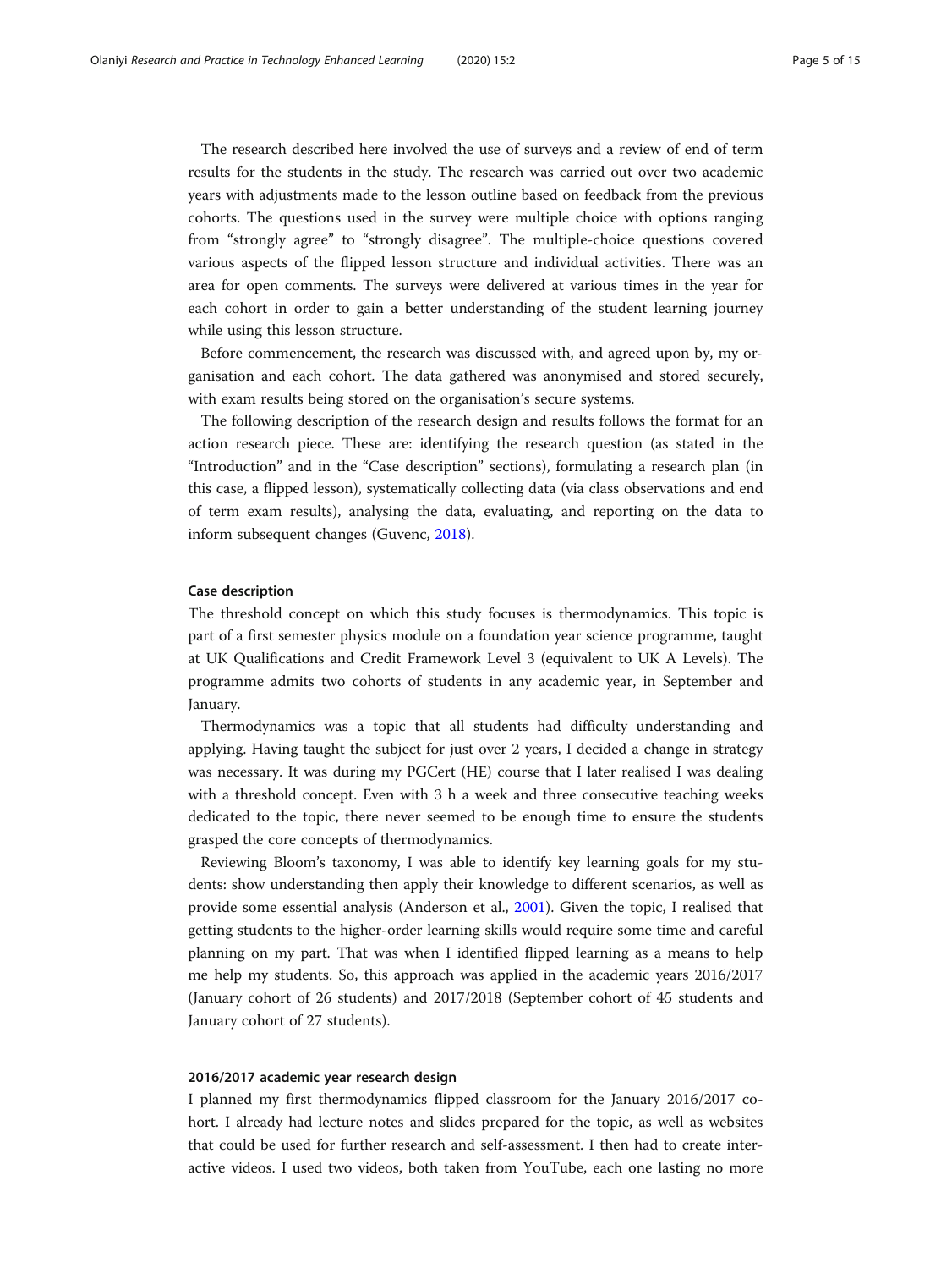The research described here involved the use of surveys and a review of end of term results for the students in the study. The research was carried out over two academic years with adjustments made to the lesson outline based on feedback from the previous cohorts. The questions used in the survey were multiple choice with options ranging from "strongly agree" to "strongly disagree". The multiple-choice questions covered various aspects of the flipped lesson structure and individual activities. There was an area for open comments. The surveys were delivered at various times in the year for each cohort in order to gain a better understanding of the student learning journey while using this lesson structure.

Before commencement, the research was discussed with, and agreed upon by, my organisation and each cohort. The data gathered was anonymised and stored securely, with exam results being stored on the organisation's secure systems.

The following description of the research design and results follows the format for an action research piece. These are: identifying the research question (as stated in the "Introduction" and in the "Case description" sections), formulating a research plan (in this case, a flipped lesson), systematically collecting data (via class observations and end of term exam results), analysing the data, evaluating, and reporting on the data to inform subsequent changes (Guvenc, 2018).

### Case description

The threshold concept on which this study focuses is thermodynamics. This topic is part of a first semester physics module on a foundation year science programme, taught at UK Qualifications and Credit Framework Level 3 (equivalent to UK A Levels). The programme admits two cohorts of students in any academic year, in September and January.

Thermodynamics was a topic that all students had difficulty understanding and applying. Having taught the subject for just over 2 years, I decided a change in strategy was necessary. It was during my PGCert (HE) course that I later realised I was dealing with a threshold concept. Even with 3 h a week and three consecutive teaching weeks dedicated to the topic, there never seemed to be enough time to ensure the students grasped the core concepts of thermodynamics.

Reviewing Bloom's taxonomy, I was able to identify key learning goals for my students: show understanding then apply their knowledge to different scenarios, as well as provide some essential analysis (Anderson et al., 2001). Given the topic, I realised that getting students to the higher-order learning skills would require some time and careful planning on my part. That was when I identified flipped learning as a means to help me help my students. So, this approach was applied in the academic years 2016/2017 (January cohort of 26 students) and 2017/2018 (September cohort of 45 students and January cohort of 27 students).

### 2016/2017 academic year research design

I planned my first thermodynamics flipped classroom for the January 2016/2017 cohort. I already had lecture notes and slides prepared for the topic, as well as websites that could be used for further research and self-assessment. I then had to create interactive videos. I used two videos, both taken from YouTube, each one lasting no more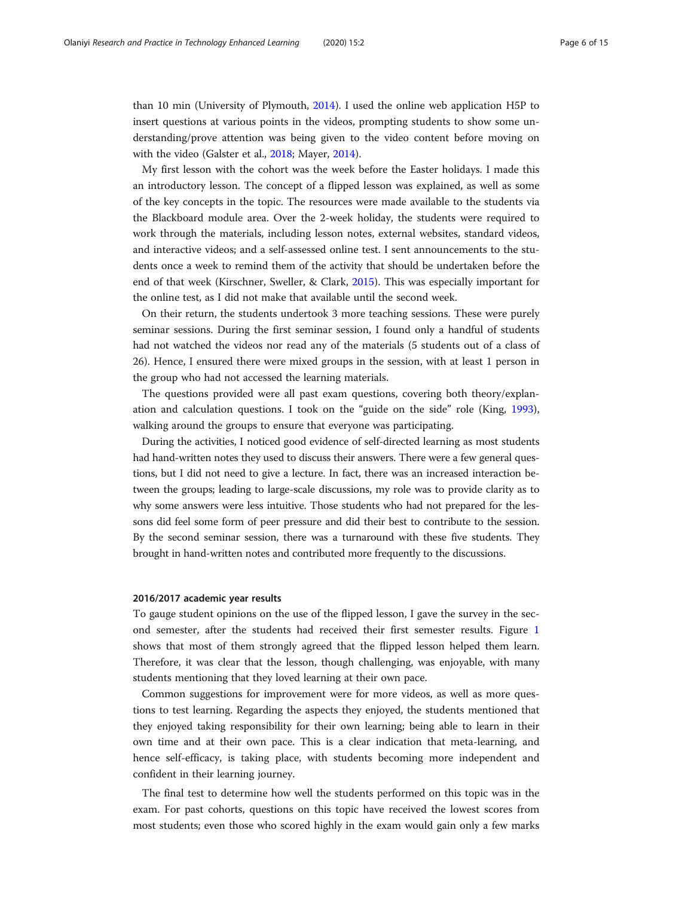than 10 min (University of Plymouth, 2014). I used the online web application H5P to insert questions at various points in the videos, prompting students to show some understanding/prove attention was being given to the video content before moving on with the video (Galster et al., 2018; Mayer, 2014).

My first lesson with the cohort was the week before the Easter holidays. I made this an introductory lesson. The concept of a flipped lesson was explained, as well as some of the key concepts in the topic. The resources were made available to the students via the Blackboard module area. Over the 2-week holiday, the students were required to work through the materials, including lesson notes, external websites, standard videos, and interactive videos; and a self-assessed online test. I sent announcements to the students once a week to remind them of the activity that should be undertaken before the end of that week (Kirschner, Sweller, & Clark, 2015). This was especially important for the online test, as I did not make that available until the second week.

On their return, the students undertook 3 more teaching sessions. These were purely seminar sessions. During the first seminar session, I found only a handful of students had not watched the videos nor read any of the materials (5 students out of a class of 26). Hence, I ensured there were mixed groups in the session, with at least 1 person in the group who had not accessed the learning materials.

The questions provided were all past exam questions, covering both theory/explanation and calculation questions. I took on the "guide on the side" role (King, 1993), walking around the groups to ensure that everyone was participating.

During the activities, I noticed good evidence of self-directed learning as most students had hand-written notes they used to discuss their answers. There were a few general questions, but I did not need to give a lecture. In fact, there was an increased interaction between the groups; leading to large-scale discussions, my role was to provide clarity as to why some answers were less intuitive. Those students who had not prepared for the lessons did feel some form of peer pressure and did their best to contribute to the session. By the second seminar session, there was a turnaround with these five students. They brought in hand-written notes and contributed more frequently to the discussions.

#### 2016/2017 academic year results

To gauge student opinions on the use of the flipped lesson, I gave the survey in the second semester, after the students had received their first semester results. Figure 1 shows that most of them strongly agreed that the flipped lesson helped them learn. Therefore, it was clear that the lesson, though challenging, was enjoyable, with many students mentioning that they loved learning at their own pace.

Common suggestions for improvement were for more videos, as well as more questions to test learning. Regarding the aspects they enjoyed, the students mentioned that they enjoyed taking responsibility for their own learning; being able to learn in their own time and at their own pace. This is a clear indication that meta-learning, and hence self-efficacy, is taking place, with students becoming more independent and confident in their learning journey.

The final test to determine how well the students performed on this topic was in the exam. For past cohorts, questions on this topic have received the lowest scores from most students; even those who scored highly in the exam would gain only a few marks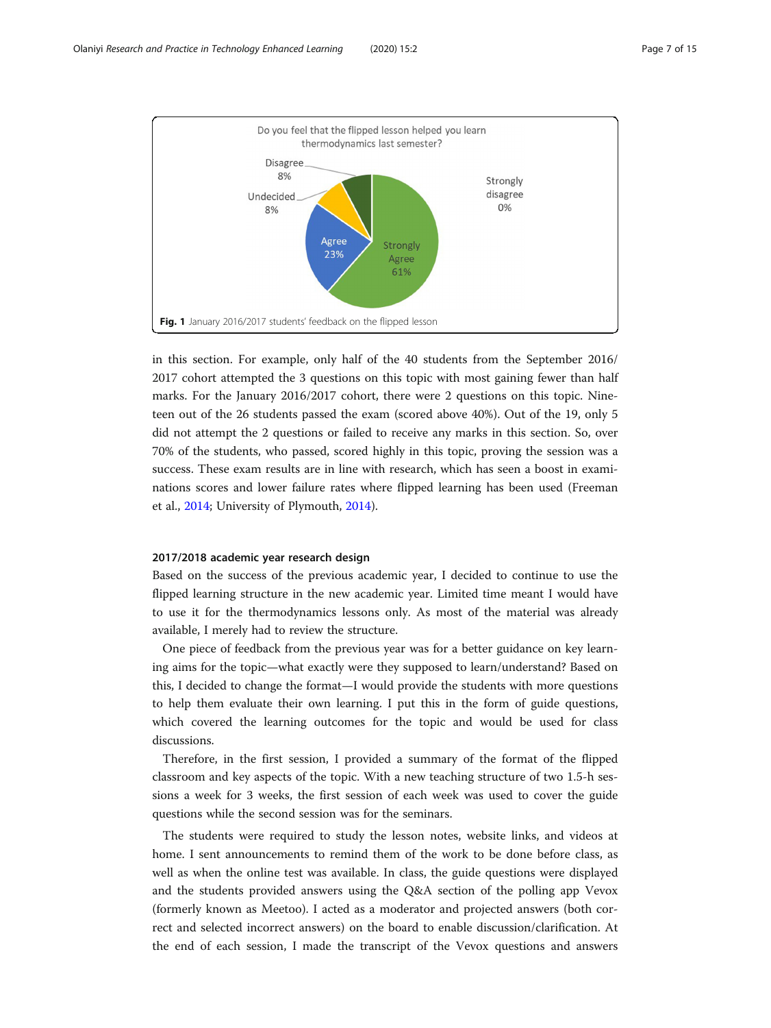Fig. 1 January 2016/2017 students' feedback on the flipped lesson

in this section. For example, only half of the 40 students from the September 2016/2017 cohort attempted the 3 questions on this topic with most gaining fewer than half marks. For the January 2016/2017 cohort, there were 2 questions on this topic. Nineteen out of the 26 students passed the exam (scored above 40%). Out of the 19, only 5 did not attempt the 2 questions or failed to receive any marks in this section. So, over 70% of the students, who passed, scored highly in this topic, proving the session was a success. These exam results are in line with research, which has seen a boost in examinations scores and lower failure rates where flipped learning has been used (Freeman et al., 2014; University of Plymouth, 2014).

#### 2017/2018 academic year research design

Based on the success of the previous academic year, I decided to continue to use the flipped learning structure in the new academic year. Limited time meant I would have to use it for the thermodynamics lessons only. As most of the material was already available, I merely had to review the structure.

One piece of feedback from the previous year was for a better guidance on key learning aims for the topic—what exactly were they supposed to learn/understand? Based on this, I decided to change the format—I would provide the students with more questions to help them evaluate their own learning. I put this in the form of guide questions, which covered the learning outcomes for the topic and would be used for class discussions.

Therefore, in the first session, I provided a summary of the format of the flipped classroom and key aspects of the topic. With a new teaching structure of two 1.5-h sessions a week for 3 weeks, the first session of each week was used to cover the guide questions while the second session was for the seminars.

The students were required to study the lesson notes, website links, and videos at home. I sent announcements to remind them of the work to be done before class, as well as when the online test was available. In class, the guide questions were displayed and the students provided answers using the Q&A section of the polling app Vevox (formerly known as Meetoo). I acted as a moderator and projected answers (both correct and selected incorrect answers) on the board to enable discussion/clarification. At the end of each session, I made the transcript of the Vevox questions and answers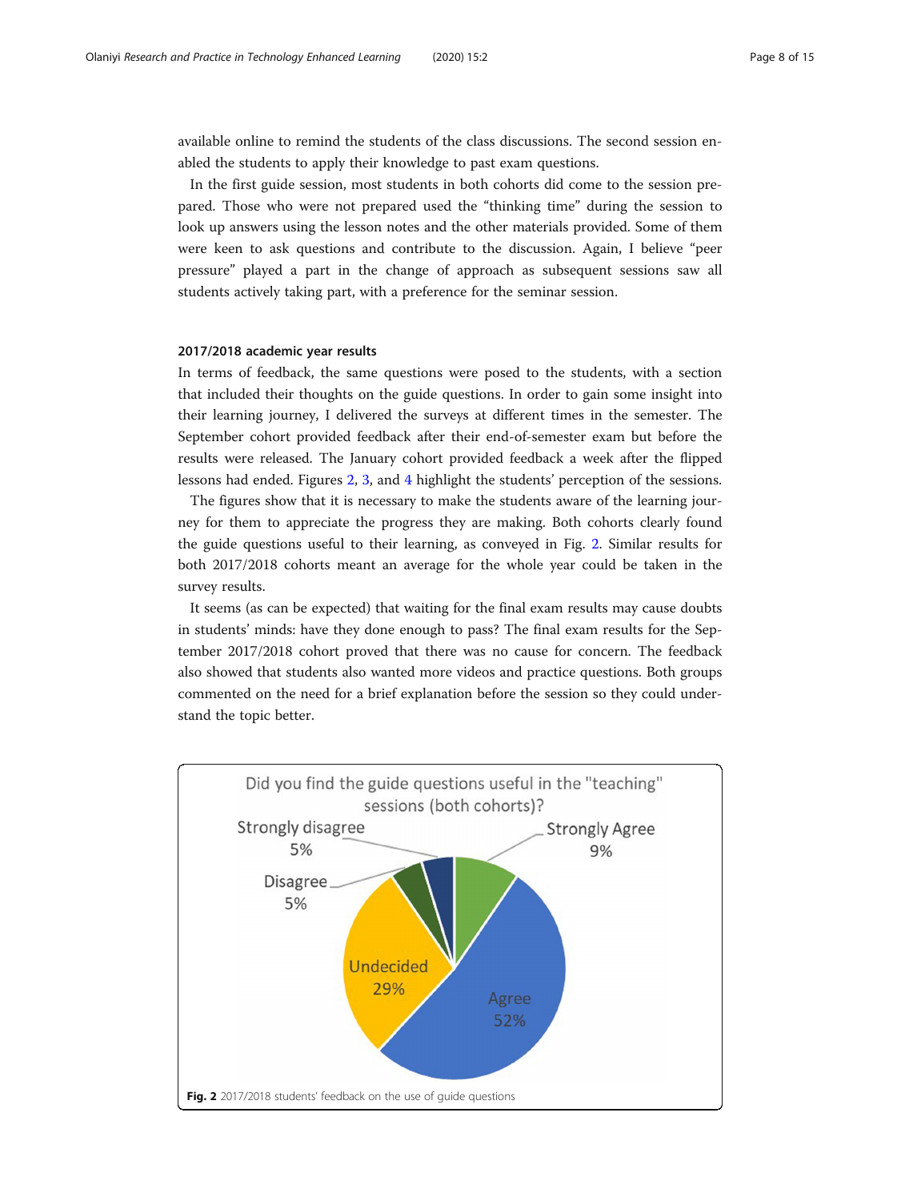available online to remind the students of the class discussions. The second session enabled the students to apply their knowledge to past exam questions.

In the first guide session, most students in both cohorts did come to the session prepared. Those who were not prepared used the "thinking time" during the session to look up answers using the lesson notes and the other materials provided. Some of them were keen to ask questions and contribute to the discussion. Again, I believe "peer pressure" played a part in the change of approach as subsequent sessions saw all students actively taking part, with a preference for the seminar session.

### 2017/2018 academic year results

In terms of feedback, the same questions were posed to the students, with a section that included their thoughts on the guide questions. In order to gain some insight into their learning journey, I delivered the surveys at different times in the semester. The September cohort provided feedback after their end-of-semester exam but before the results were released. The January cohort provided feedback a week after the flipped lessons had ended. Figures 2, 3, and 4 highlight the students' perception of the sessions.

The figures show that it is necessary to make the students aware of the learning journey for them to appreciate the progress they are making. Both cohorts clearly found the guide questions useful to their learning, as conveyed in Fig. 2. Similar results for both 2017/2018 cohorts meant an average for the whole year could be taken in the survey results.

It seems (as can be expected) that waiting for the final exam results may cause doubts in students' minds: have they done enough to pass? The final exam results for the September 2017/2018 cohort proved that there was no cause for concern. The feedback also showed that students also wanted more videos and practice questions. Both groups commented on the need for a brief explanation before the session so they could understand the topic better.

Did you find the guide questions useful in the "teaching" sessions (both cohorts)?

| Response | Percentage |
|---|---|
| Strongly Agree | 9% |
| Agree | 52% |
| Undecided | 29% |
| Disagree | 5% |
| Strongly disagree | 5% |

**Fig. 2** 2017/2018 students' feedback on the use of guide questions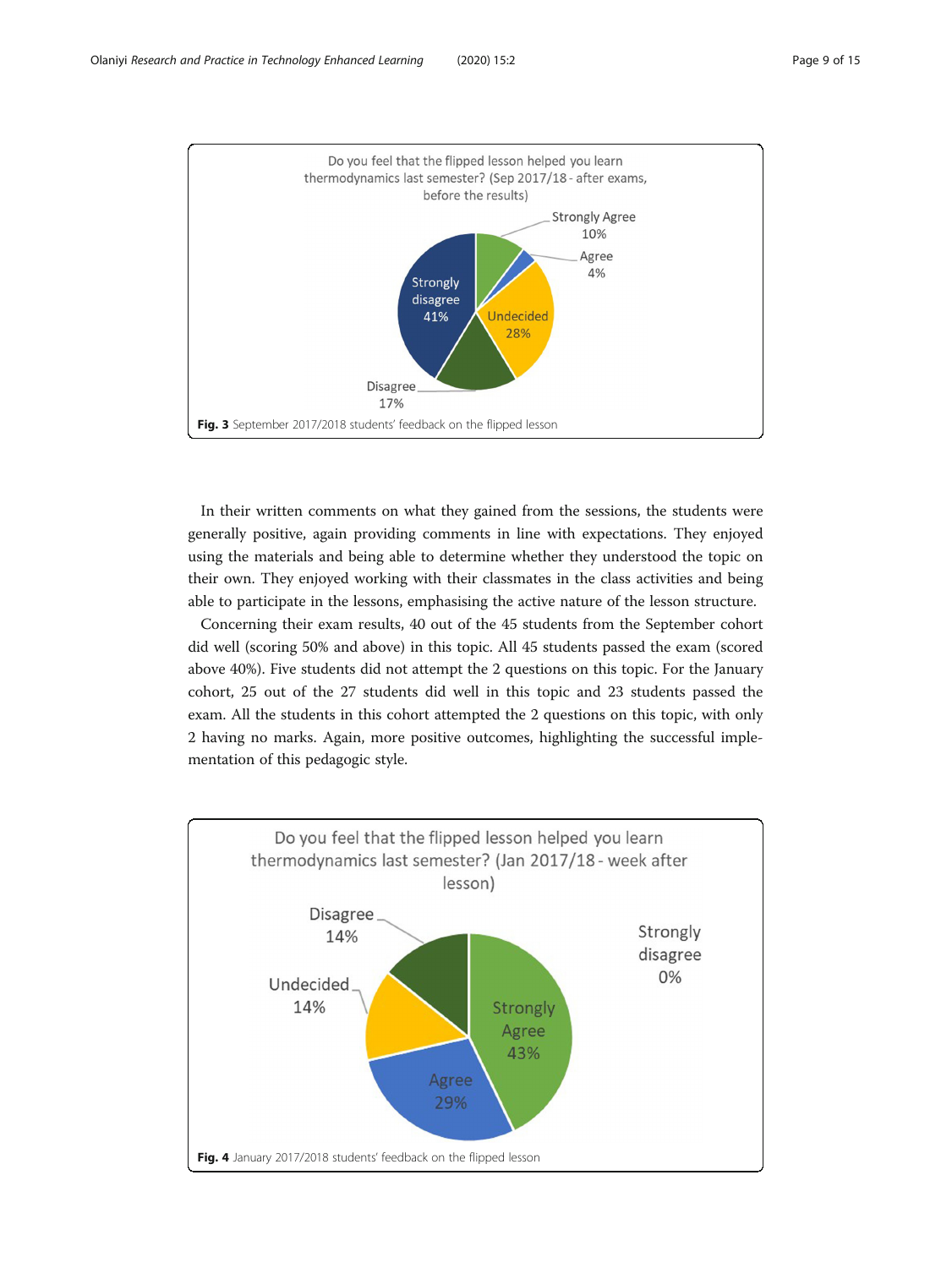Fig. 3 September 2017/2018 students' feedback on the flipped lesson

In their written comments on what they gained from the sessions, the students were generally positive, again providing comments in line with expectations. They enjoyed using the materials and being able to determine whether they understood the topic on their own. They enjoyed working with their classmates in the class activities and being able to participate in the lessons, emphasising the active nature of the lesson structure.

Concerning their exam results, 40 out of the 45 students from the September cohort did well (scoring 50% and above) in this topic. All 45 students passed the exam (scored above 40%). Five students did not attempt the 2 questions on this topic. For the January cohort, 25 out of the 27 students did well in this topic and 23 students passed the exam. All the students in this cohort attempted the 2 questions on this topic, with only 2 having no marks. Again, more positive outcomes, highlighting the successful implementation of this pedagogic style.

Fig. 4 January 2017/2018 students' feedback on the flipped lesson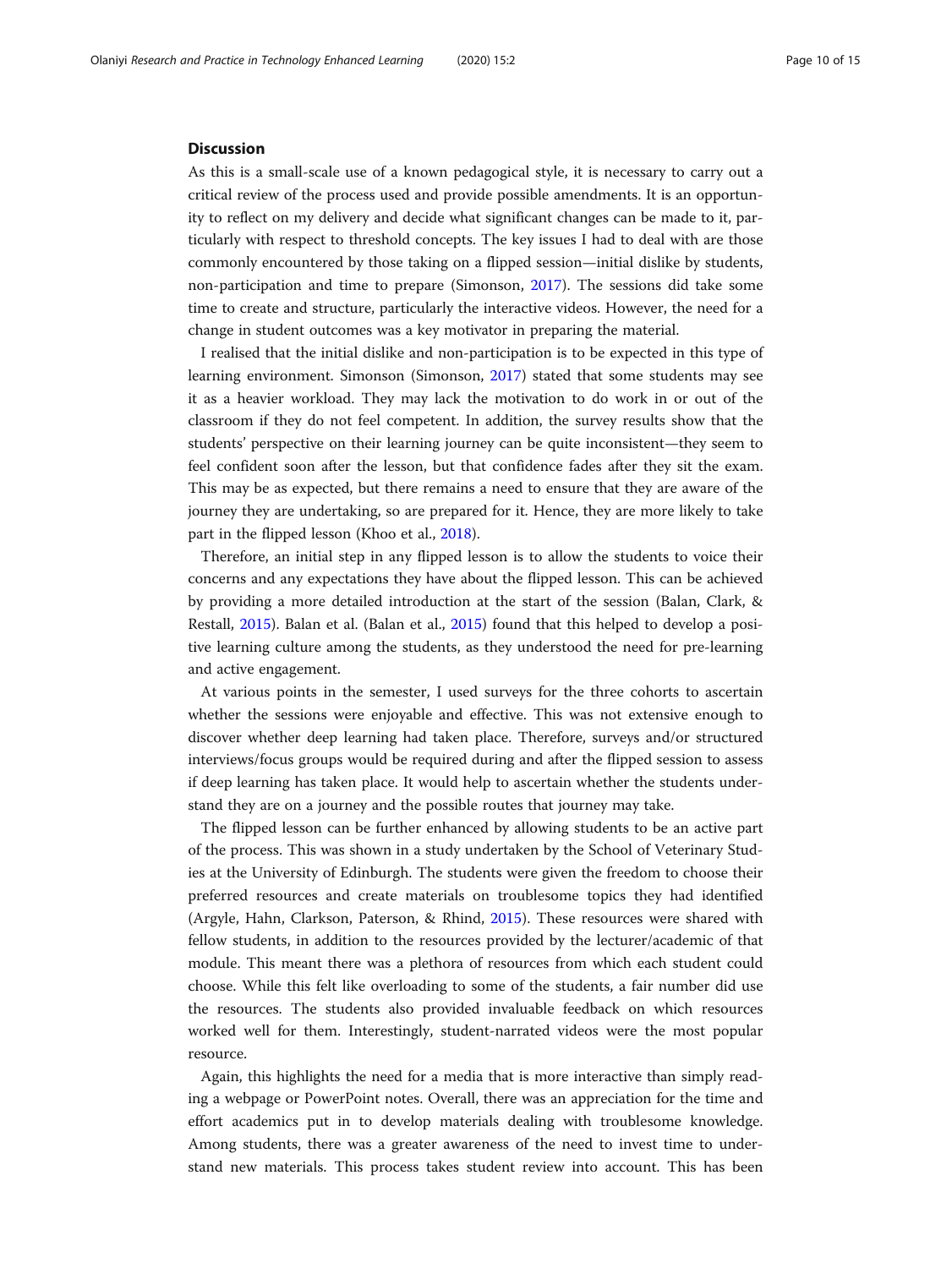## Discussion

As this is a small-scale use of a known pedagogical style, it is necessary to carry out a critical review of the process used and provide possible amendments. It is an opportunity to reflect on my delivery and decide what significant changes can be made to it, particularly with respect to threshold concepts. The key issues I had to deal with are those commonly encountered by those taking on a flipped session—initial dislike by students, non-participation and time to prepare (Simonson, 2017). The sessions did take some time to create and structure, particularly the interactive videos. However, the need for a change in student outcomes was a key motivator in preparing the material.

I realised that the initial dislike and non-participation is to be expected in this type of learning environment. Simonson (Simonson, 2017) stated that some students may see it as a heavier workload. They may lack the motivation to do work in or out of the classroom if they do not feel competent. In addition, the survey results show that the students' perspective on their learning journey can be quite inconsistent—they seem to feel confident soon after the lesson, but that confidence fades after they sit the exam. This may be as expected, but there remains a need to ensure that they are aware of the journey they are undertaking, so are prepared for it. Hence, they are more likely to take part in the flipped lesson (Khoo et al., 2018).

Therefore, an initial step in any flipped lesson is to allow the students to voice their concerns and any expectations they have about the flipped lesson. This can be achieved by providing a more detailed introduction at the start of the session (Balan, Clark, & Restall, 2015). Balan et al. (Balan et al., 2015) found that this helped to develop a positive learning culture among the students, as they understood the need for pre-learning and active engagement.

At various points in the semester, I used surveys for the three cohorts to ascertain whether the sessions were enjoyable and effective. This was not extensive enough to discover whether deep learning had taken place. Therefore, surveys and/or structured interviews/focus groups would be required during and after the flipped session to assess if deep learning has taken place. It would help to ascertain whether the students understand they are on a journey and the possible routes that journey may take.

The flipped lesson can be further enhanced by allowing students to be an active part of the process. This was shown in a study undertaken by the School of Veterinary Studies at the University of Edinburgh. The students were given the freedom to choose their preferred resources and create materials on troublesome topics they had identified (Argyle, Hahn, Clarkson, Paterson, & Rhind, 2015). These resources were shared with fellow students, in addition to the resources provided by the lecturer/academic of that module. This meant there was a plethora of resources from which each student could choose. While this felt like overloading to some of the students, a fair number did use the resources. The students also provided invaluable feedback on which resources worked well for them. Interestingly, student-narrated videos were the most popular resource.

Again, this highlights the need for a media that is more interactive than simply reading a webpage or PowerPoint notes. Overall, there was an appreciation for the time and effort academics put in to develop materials dealing with troublesome knowledge. Among students, there was a greater awareness of the need to invest time to understand new materials. This process takes student review into account. This has been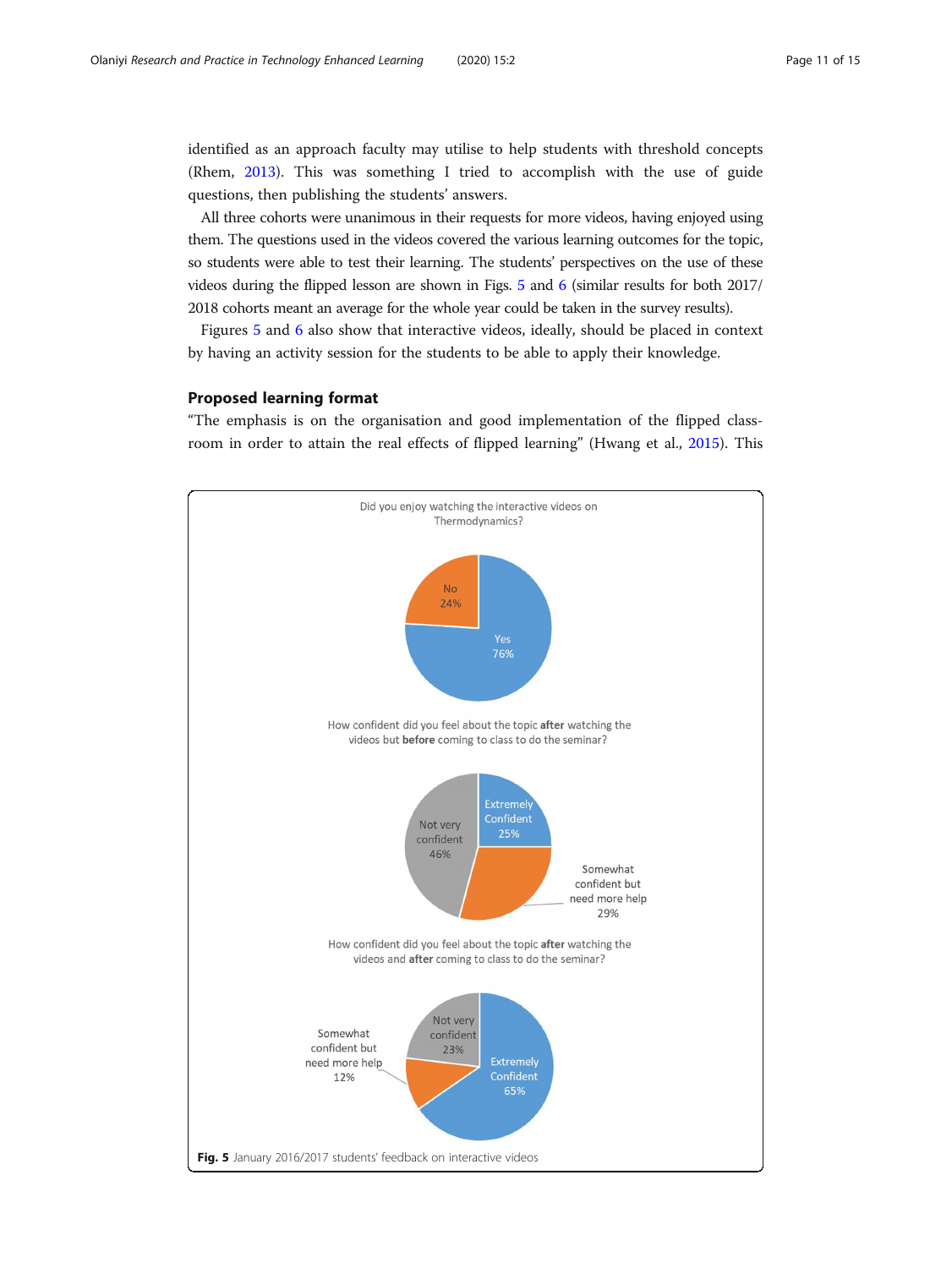identified as an approach faculty may utilise to help students with threshold concepts (Rhem, 2013). This was something I tried to accomplish with the use of guide questions, then publishing the students' answers.

All three cohorts were unanimous in their requests for more videos, having enjoyed using them. The questions used in the videos covered the various learning outcomes for the topic, so students were able to test their learning. The students' perspectives on the use of these videos during the flipped lesson are shown in Figs. 5 and 6 (similar results for both 2017/2018 cohorts meant an average for the whole year could be taken in the survey results).

Figures 5 and 6 also show that interactive videos, ideally, should be placed in context by having an activity session for the students to be able to apply their knowledge.

## Proposed learning format

"The emphasis is on the organisation and good implementation of the flipped classroom in order to attain the real effects of flipped learning" (Hwang et al., 2015). This

Did you enjoy watching the interactive videos on Thermodynamics?

No 24%

Yes 76%

How confident did you feel about the topic **after** watching the videos but **before** coming to class to do the seminar?

Extremely Confident 25%

Somewhat confident but need more help 29%

Not very confident 46%

How confident did you feel about the topic **after** watching the videos and **after** coming to class to do the seminar?

Not very confident 23%

Somewhat confident but need more help 12%

Extremely Confident 65%

**Fig. 5** January 2016/2017 students' feedback on interactive videos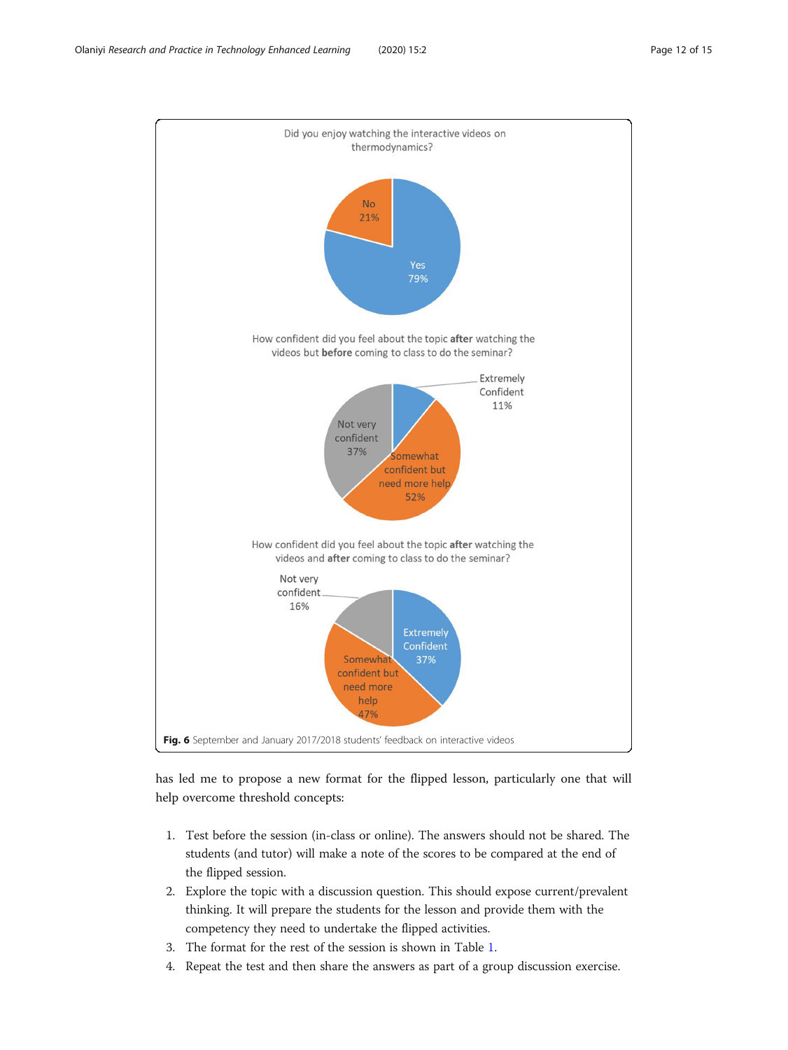Did you enjoy watching the interactive videos on thermodynamics?

No 21%

Yes 79%

How confident did you feel about the topic **after** watching the videos but **before** coming to class to do the seminar?

Extremely Confident 11%

Not very confident 37%

Somewhat confident but need more help 52%

How confident did you feel about the topic **after** watching the videos and **after** coming to class to do the seminar?

Not very confident 16%

Extremely Confident 37%

Somewhat confident but need more help 47%

**Fig. 6** September and January 2017/2018 students' feedback on interactive videos

has led me to propose a new format for the flipped lesson, particularly one that will help overcome threshold concepts:

1. Test before the session (in-class or online). The answers should not be shared. The students (and tutor) will make a note of the scores to be compared at the end of the flipped session.
2. Explore the topic with a discussion question. This should expose current/prevalent thinking. It will prepare the students for the lesson and provide them with the competency they need to undertake the flipped activities.
3. The format for the rest of the session is shown in Table 1.
4. Repeat the test and then share the answers as part of a group discussion exercise.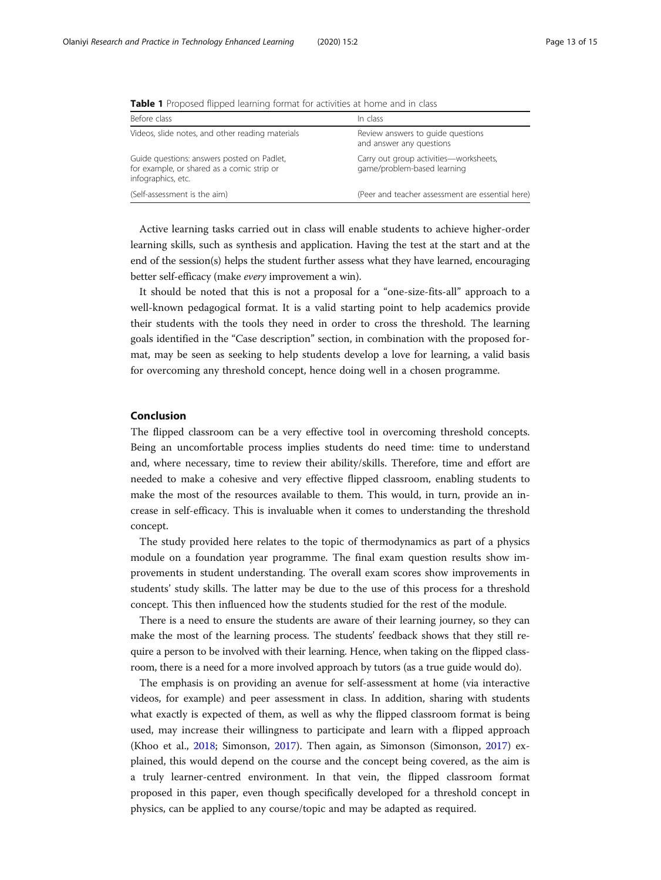**Table 1** Proposed flipped learning format for activities at home and in class

| Before class | In class |
| --- | --- |
| Videos, slide notes, and other reading materials | Review answers to guide questions and answer any questions |
| Guide questions: answers posted on Padlet, for example, or shared as a comic strip or infographics, etc. | Carry out group activities—worksheets, game/problem-based learning |
| (Self-assessment is the aim) | (Peer and teacher assessment are essential here) |

Active learning tasks carried out in class will enable students to achieve higher-order learning skills, such as synthesis and application. Having the test at the start and at the end of the session(s) helps the student further assess what they have learned, encouraging better self-efficacy (make *every* improvement a win).

It should be noted that this is not a proposal for a "one-size-fits-all" approach to a well-known pedagogical format. It is a valid starting point to help academics provide their students with the tools they need in order to cross the threshold. The learning goals identified in the "Case description" section, in combination with the proposed format, may be seen as seeking to help students develop a love for learning, a valid basis for overcoming any threshold concept, hence doing well in a chosen programme.

## Conclusion

The flipped classroom can be a very effective tool in overcoming threshold concepts. Being an uncomfortable process implies students do need time: time to understand and, where necessary, time to review their ability/skills. Therefore, time and effort are needed to make a cohesive and very effective flipped classroom, enabling students to make the most of the resources available to them. This would, in turn, provide an increase in self-efficacy. This is invaluable when it comes to understanding the threshold concept.

The study provided here relates to the topic of thermodynamics as part of a physics module on a foundation year programme. The final exam question results show improvements in student understanding. The overall exam scores show improvements in students' study skills. The latter may be due to the use of this process for a threshold concept. This then influenced how the students studied for the rest of the module.

There is a need to ensure the students are aware of their learning journey, so they can make the most of the learning process. The students' feedback shows that they still require a person to be involved with their learning. Hence, when taking on the flipped classroom, there is a need for a more involved approach by tutors (as a true guide would do).

The emphasis is on providing an avenue for self-assessment at home (via interactive videos, for example) and peer assessment in class. In addition, sharing with students what exactly is expected of them, as well as why the flipped classroom format is being used, may increase their willingness to participate and learn with a flipped approach (Khoo et al., 2018; Simonson, 2017). Then again, as Simonson (Simonson, 2017) explained, this would depend on the course and the concept being covered, as the aim is a truly learner-centred environment. In that vein, the flipped classroom format proposed in this paper, even though specifically developed for a threshold concept in physics, can be applied to any course/topic and may be adapted as required.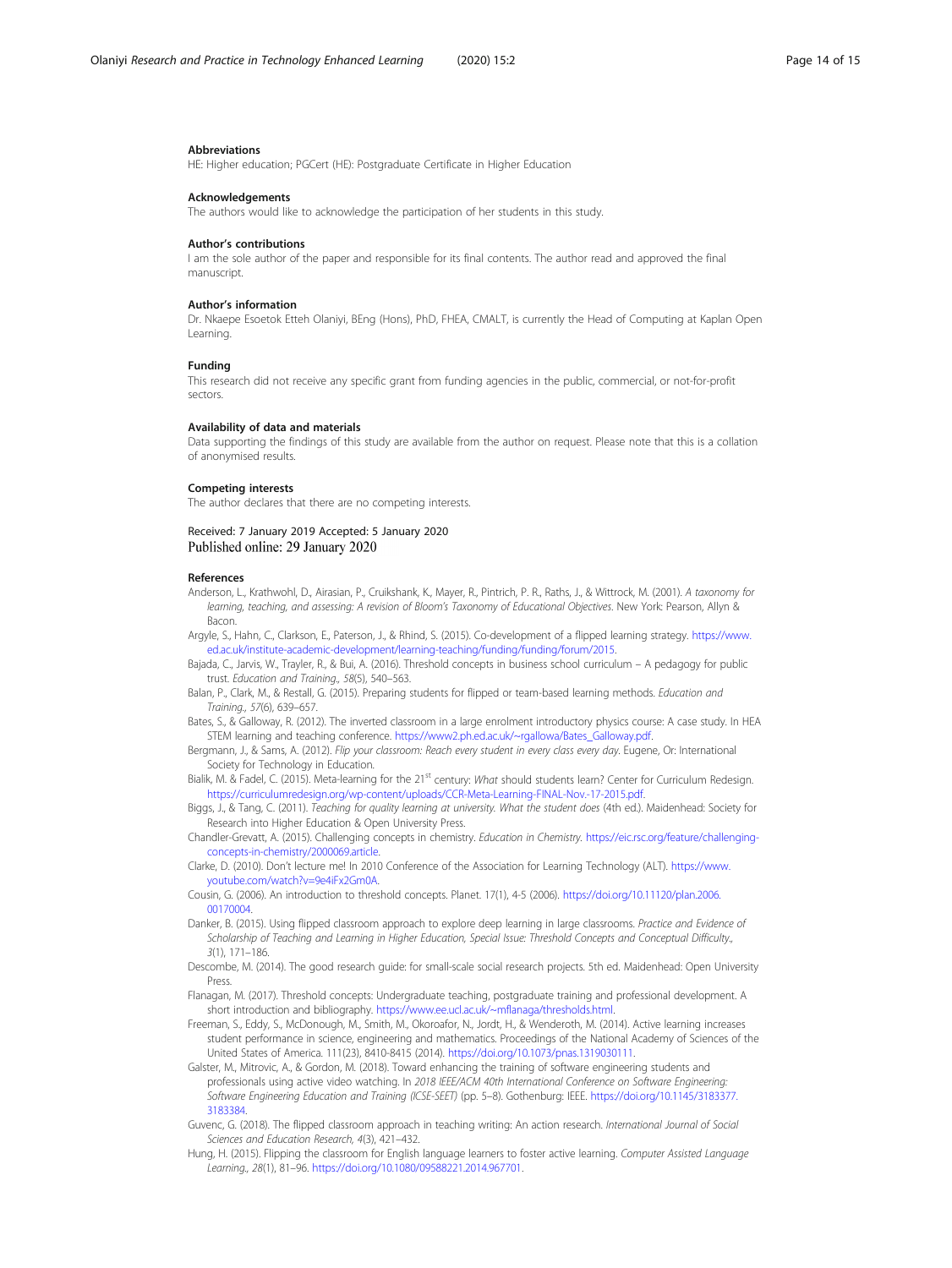## Abbreviations

HE: Higher education; PGCert (HE): Postgraduate Certificate in Higher Education

## Acknowledgements

The authors would like to acknowledge the participation of her students in this study.

## Author's contributions

I am the sole author of the paper and responsible for its final contents. The author read and approved the final manuscript.

## Author's information

Dr. Nkaepe Esoetok Etteh Olaniyi, BEng (Hons), PhD, FHEA, CMALT, is currently the Head of Computing at Kaplan Open Learning.

## Funding

This research did not receive any specific grant from funding agencies in the public, commercial, or not-for-profit sectors.

## Availability of data and materials

Data supporting the findings of this study are available from the author on request. Please note that this is a collation of anonymised results.

## Competing interests

The author declares that there are no competing interests.

Received: 7 January 2019 Accepted: 5 January 2020
Published online: 29 January 2020

## References

Anderson, L., Krathwohl, D., Airasian, P., Cruikshank, K., Mayer, R., Pintrich, P. R., Raths, J., & Wittrock, M. (2001). *A taxonomy for learning, teaching, and assessing: A revision of Bloom's Taxonomy of Educational Objectives*. New York: Pearson, Allyn & Bacon.

Argyle, S., Hahn, C., Clarkson, E., Paterson, J., & Rhind, S. (2015). Co-development of a flipped learning strategy. https://www.ed.ac.uk/institute-academic-development/learning-teaching/funding/funding/forum/2015.

Bajada, C., Jarvis, W., Trayler, R., & Bui, A. (2016). Threshold concepts in business school curriculum – A pedagogy for public trust. *Education and Training., 58*(5), 540–563.

Balan, P., Clark, M., & Restall, G. (2015). Preparing students for flipped or team-based learning methods. *Education and Training., 57*(6), 639–657.

Bates, S., & Galloway, R. (2012). The inverted classroom in a large enrolment introductory physics course: A case study. In HEA STEM learning and teaching conference. https://www2.ph.ed.ac.uk/~rgallowa/Bates_Galloway.pdf.

Bergmann, J., & Sams, A. (2012). *Flip your classroom: Reach every student in every class every day*. Eugene, Or: International Society for Technology in Education.

Bialik, M. & Fadel, C. (2015). Meta-learning for the 21st century: *What* should students learn? Center for Curriculum Redesign. https://curriculumredesign.org/wp-content/uploads/CCR-Meta-Learning-FINAL-Nov.-17-2015.pdf.

Biggs, J., & Tang, C. (2011). *Teaching for quality learning at university. What the student does* (4th ed.). Maidenhead: Society for Research into Higher Education & Open University Press.

Chandler-Grevatt, A. (2015). Challenging concepts in chemistry. *Education in Chemistry*. https://eic.rsc.org/feature/challenging-concepts-in-chemistry/2000069.article.

Clarke, D. (2010). Don't lecture me! In 2010 Conference of the Association for Learning Technology (ALT). https://www.youtube.com/watch?v=9e4iFx2Gm0A.

Cousin, G. (2006). An introduction to threshold concepts. Planet. 17(1), 4-5 (2006). https://doi.org/10.11120/plan.2006.00170004.

Danker, B. (2015). Using flipped classroom approach to explore deep learning in large classrooms. *Practice and Evidence of Scholarship of Teaching and Learning in Higher Education, Special Issue: Threshold Concepts and Conceptual Difficulty., 3*(1), 171–186.

Descombe, M. (2014). The good research guide: for small-scale social research projects. 5th ed. Maidenhead: Open University Press.

Flanagan, M. (2017). Threshold concepts: Undergraduate teaching, postgraduate training and professional development. A short introduction and bibliography. https://www.ee.ucl.ac.uk/~mflanaga/thresholds.html.

Freeman, S., Eddy, S., McDonough, M., Smith, M., Okoroafor, N., Jordt, H., & Wenderoth, M. (2014). Active learning increases student performance in science, engineering and mathematics. Proceedings of the National Academy of Sciences of the United States of America. 111(23), 8410-8415 (2014). https://doi.org/10.1073/pnas.1319030111.

Galster, M., Mitrovic, A., & Gordon, M. (2018). Toward enhancing the training of software engineering students and professionals using active video watching. In *2018 IEEE/ACM 40th International Conference on Software Engineering: Software Engineering Education and Training (ICSE-SEET)* (pp. 5–8). Gothenburg: IEEE. https://doi.org/10.1145/3183377.3183384.

Guvenc, G. (2018). The flipped classroom approach in teaching writing: An action research. *International Journal of Social Sciences and Education Research, 4*(3), 421–432.

Hung, H. (2015). Flipping the classroom for English language learners to foster active learning. *Computer Assisted Language Learning., 28*(1), 81–96. https://doi.org/10.1080/09588221.2014.967701.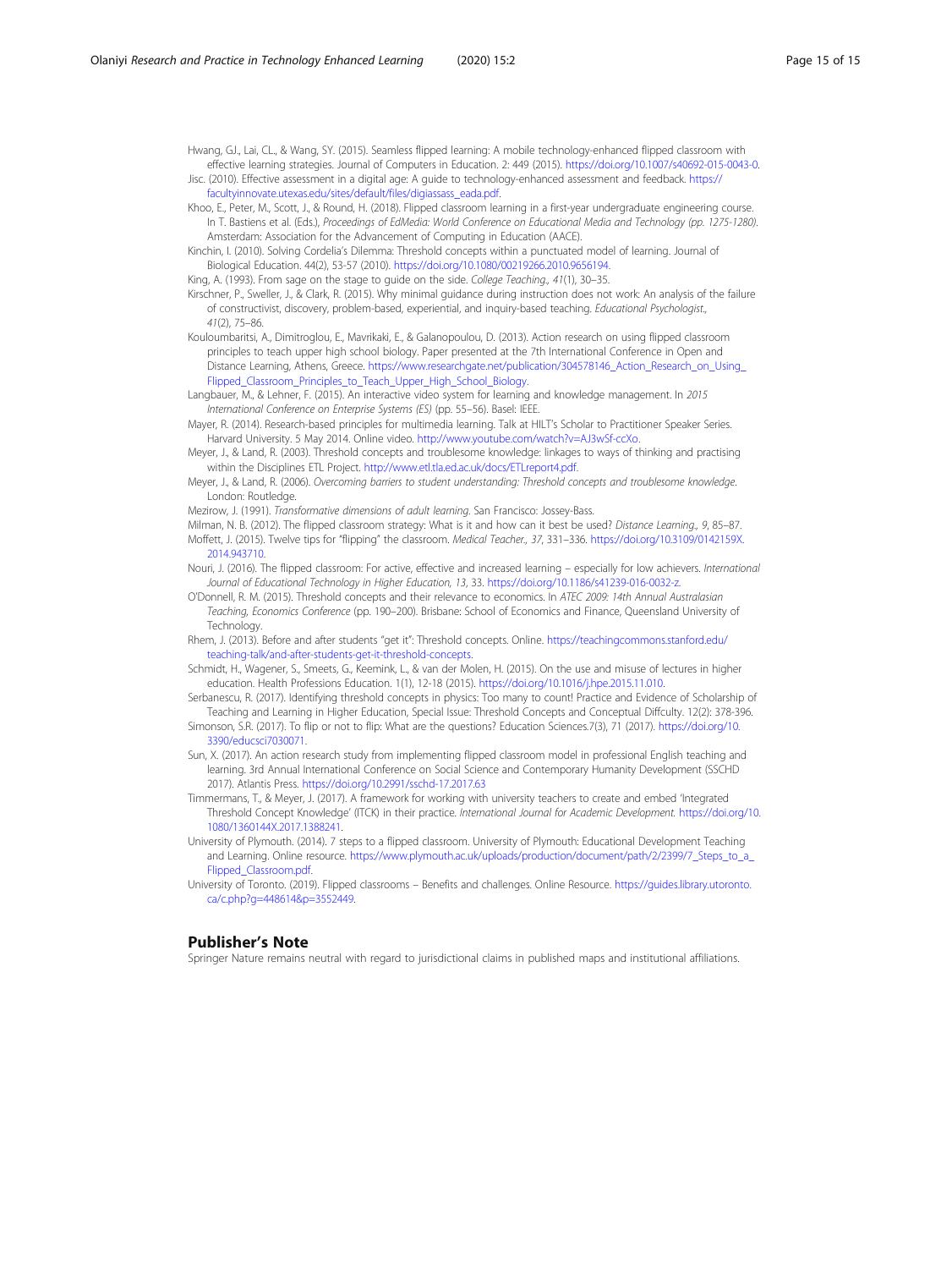Hwang, GJ., Lai, CL., & Wang, SY. (2015). Seamless flipped learning: A mobile technology-enhanced flipped classroom with effective learning strategies. Journal of Computers in Education. 2: 449 (2015). https://doi.org/10.1007/s40692-015-0043-0.

Jisc. (2010). Effective assessment in a digital age: A guide to technology-enhanced assessment and feedback. https://facultyinnovate.utexas.edu/sites/default/files/digiassass_eada.pdf.

Khoo, E., Peter, M., Scott, J., & Round, H. (2018). Flipped classroom learning in a first-year undergraduate engineering course. In T. Bastiens et al. (Eds.), *Proceedings of EdMedia: World Conference on Educational Media and Technology (pp. 1275-1280)*. Amsterdam: Association for the Advancement of Computing in Education (AACE).

Kinchin, I. (2010). Solving Cordelia's Dilemma: Threshold concepts within a punctuated model of learning. Journal of Biological Education. 44(2), 53-57 (2010). https://doi.org/10.1080/00219266.2010.9656194.

King, A. (1993). From sage on the stage to guide on the side. *College Teaching., 41*(1), 30–35.

Kirschner, P., Sweller, J., & Clark, R. (2015). Why minimal guidance during instruction does not work: An analysis of the failure of constructivist, discovery, problem-based, experiential, and inquiry-based teaching. *Educational Psychologist., 41*(2), 75–86.

Kouloumbaritsi, A., Dimitroglou, E., Mavrikaki, E., & Galanopoulou, D. (2013). Action research on using flipped classroom principles to teach upper high school biology. Paper presented at the 7th International Conference in Open and Distance Learning, Athens, Greece. https://www.researchgate.net/publication/304578146_Action_Research_on_Using_Flipped_Classroom_Principles_to_Teach_Upper_High_School_Biology.

Langbauer, M., & Lehner, F. (2015). An interactive video system for learning and knowledge management. In *2015 International Conference on Enterprise Systems (ES)* (pp. 55–56). Basel: IEEE.

Mayer, R. (2014). Research-based principles for multimedia learning. Talk at HILT's Scholar to Practitioner Speaker Series. Harvard University. 5 May 2014. Online video. http://www.youtube.com/watch?v=AJ3wSf-ccXo.

Meyer, J., & Land, R. (2003). Threshold concepts and troublesome knowledge: linkages to ways of thinking and practising within the Disciplines ETL Project. http://www.etl.tla.ed.ac.uk/docs/ETLreport4.pdf.

Meyer, J., & Land, R. (2006). *Overcoming barriers to student understanding: Threshold concepts and troublesome knowledge*. London: Routledge.

Mezirow, J. (1991). *Transformative dimensions of adult learning*. San Francisco: Jossey-Bass.

Milman, N. B. (2012). The flipped classroom strategy: What is it and how can it best be used? *Distance Learning., 9*, 85–87.

Moffett, J. (2015). Twelve tips for "flipping" the classroom. *Medical Teacher., 37*, 331–336. https://doi.org/10.3109/0142159X.2014.943710.

Nouri, J. (2016). The flipped classroom: For active, effective and increased learning – especially for low achievers. *International Journal of Educational Technology in Higher Education, 13*, 33. https://doi.org/10.1186/s41239-016-0032-z.

O'Donnell, R. M. (2015). Threshold concepts and their relevance to economics. In *ATEC 2009: 14th Annual Australasian Teaching, Economics Conference* (pp. 190–200). Brisbane: School of Economics and Finance, Queensland University of Technology.

Rhem, J. (2013). Before and after students "get it": Threshold concepts. Online. https://teachingcommons.stanford.edu/teaching-talk/and-after-students-get-it-threshold-concepts.

Schmidt, H., Wagener, S., Smeets, G., Keemink, L., & van der Molen, H. (2015). On the use and misuse of lectures in higher education. Health Professions Education. 1(1), 12-18 (2015). https://doi.org/10.1016/j.hpe.2015.11.010.

Serbanescu, R. (2017). Identifying threshold concepts in physics: Too many to count! Practice and Evidence of Scholarship of Teaching and Learning in Higher Education, Special Issue: Threshold Concepts and Conceptual Diffculty. 12(2): 378-396.

Simonson, S.R. (2017). To flip or not to flip: What are the questions? Education Sciences.7(3), 71 (2017). https://doi.org/10.3390/educsci7030071.

Sun, X. (2017). An action research study from implementing flipped classroom model in professional English teaching and learning. 3rd Annual International Conference on Social Science and Contemporary Humanity Development (SSCHD 2017). Atlantis Press. https://doi.org/10.2991/sschd-17.2017.63

Timmermans, T., & Meyer, J. (2017). A framework for working with university teachers to create and embed 'Integrated Threshold Concept Knowledge' (ITCK) in their practice. *International Journal for Academic Development.* https://doi.org/10.1080/1360144X.2017.1388241.

University of Plymouth. (2014). 7 steps to a flipped classroom. University of Plymouth: Educational Development Teaching and Learning. Online resource. https://www.plymouth.ac.uk/uploads/production/document/path/2/2399/7_Steps_to_a_Flipped_Classroom.pdf.

University of Toronto. (2019). Flipped classrooms – Benefits and challenges. Online Resource. https://guides.library.utoronto.ca/c.php?g=448614&p=3552449.

## Publisher's Note

Springer Nature remains neutral with regard to jurisdictional claims in published maps and institutional affiliations.